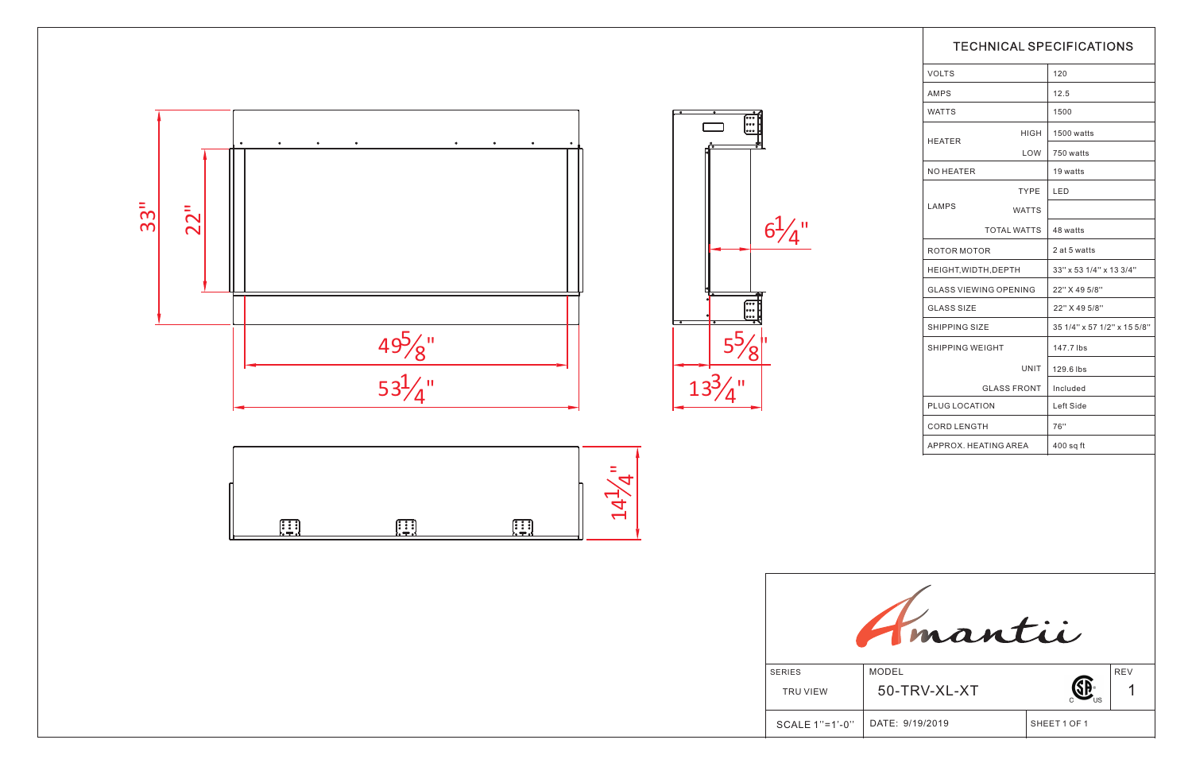33"

22"

49 5/8"

53 1/4"

6 1/4"

5 5/8"

13 3/4"

14 1/4"

## TECHNICAL SPECIFICATIONS

| | | |
|---|---|---|
| VOLTS | | 120 |
| AMPS | | 12.5 |
| WATTS | | 1500 |
| HEATER | HIGH | 1500 watts |
| | LOW | 750 watts |
| NO HEATER | | 19 watts |
| LAMPS | TYPE | LED |
| | WATTS | |
| | TOTAL WATTS | 48 watts |
| ROTOR MOTOR | | 2 at 5 watts |
| HEIGHT,WIDTH,DEPTH | | 33" x 53 1/4" x 13 3/4" |
| GLASS VIEWING OPENING | | 22" X 49 5/8" |
| GLASS SIZE | | 22" X 49 5/8" |
| SHIPPING SIZE | | 35 1/4" x 57 1/2" x 15 5/8" |
| SHIPPING WEIGHT | | 147.7 lbs |
| | UNIT | 129.6 lbs |
| | GLASS FRONT | Included |
| PLUG LOCATION | | Left Side |
| CORD LENGTH | | 76" |
| APPROX. HEATING AREA | | 400 sq ft |

Amantii

| SERIES | MODEL | | REV |
|---|---|---|---|
| TRU VIEW | 50-TRV-XL-XT | | 1 |
| SCALE 1"=1'-0" | DATE: 9/19/2019 | SHEET 1 OF 1 | |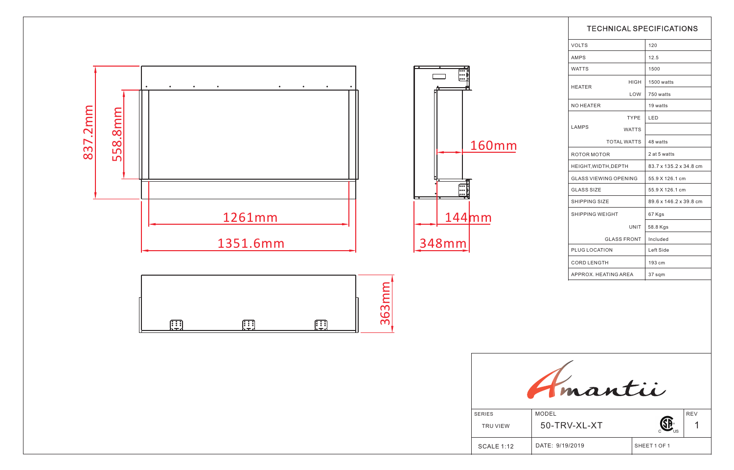837.2mm

558.8mm

1261mm

1351.6mm

160mm

144mm

348mm

363mm

## TECHNICAL SPECIFICATIONS

| | | |
|---|---|---|
| VOLTS | | 120 |
| AMPS | | 12.5 |
| WATTS | | 1500 |
| HEATER | HIGH | 1500 watts |
| | LOW | 750 watts |
| NO HEATER | | 19 watts |
| LAMPS | TYPE | LED |
| | WATTS | |
| | TOTAL WATTS | 48 watts |
| ROTOR MOTOR | | 2 at 5 watts |
| HEIGHT,WIDTH,DEPTH | | 83.7 x 135.2 x 34.8 cm |
| GLASS VIEWING OPENING | | 55.9 X 126.1 cm |
| GLASS SIZE | | 55.9 X 126.1 cm |
| SHIPPING SIZE | | 89.6 x 146.2 x 39.8 cm |
| SHIPPING WEIGHT | | 67 Kgs |
| | UNIT | 58.8 Kgs |
| | GLASS FRONT | Included |
| PLUG LOCATION | | Left Side |
| CORD LENGTH | | 193 cm |
| APPROX. HEATING AREA | | 37 sqm |

Amantii

| SERIES | MODEL | | REV |
|---|---|---|---|
| TRU VIEW | 50-TRV-XL-XT | | 1 |
| SCALE 1:12 | DATE: 9/19/2019 | SHEET 1 OF 1 | |